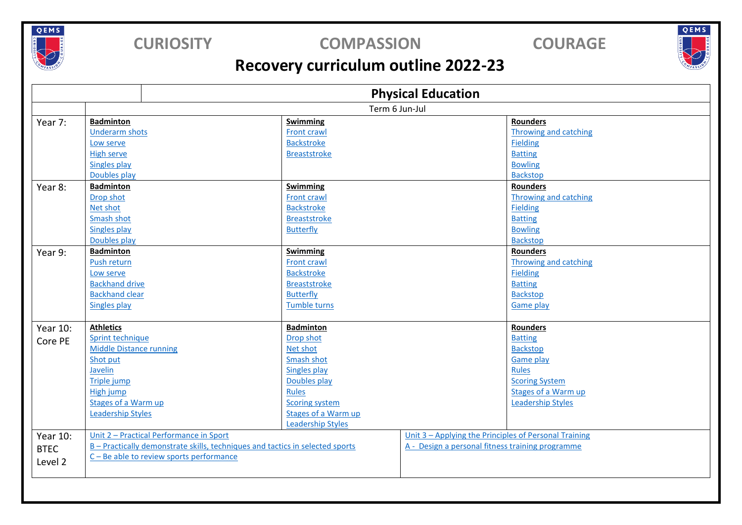CURIOSITY COMPASSION COURAGE

# Recovery curriculum outline 2022-23

## Physical Education

| | Term 6 Jun-Jul | | |
|---|---|---|---|
| Year 7: | **Badminton**<br>Underarm shots<br>Low serve<br>High serve<br>Singles play<br>Doubles play | **Swimming**<br>Front crawl<br>Backstroke<br>Breaststroke | **Rounders**<br>Throwing and catching<br>Fielding<br>Batting<br>Bowling<br>Backstop |
| Year 8: | **Badminton**<br>Drop shot<br>Net shot<br>Smash shot<br>Singles play<br>Doubles play | **Swimming**<br>Front crawl<br>Backstroke<br>Breaststroke<br>Butterfly | **Rounders**<br>Throwing and catching<br>Fielding<br>Batting<br>Bowling<br>Backstop |
| Year 9: | **Badminton**<br>Push return<br>Low serve<br>Backhand drive<br>Backhand clear<br>Singles play | **Swimming**<br>Front crawl<br>Backstroke<br>Breaststroke<br>Butterfly<br>Tumble turns | **Rounders**<br>Throwing and catching<br>Fielding<br>Batting<br>Backstop<br>Game play |
| Year 10: Core PE | **Athletics**<br>Sprint technique<br>Middle Distance running<br>Shot put<br>Javelin<br>Triple jump<br>High jump<br>Stages of a Warm up<br>Leadership Styles | **Badminton**<br>Drop shot<br>Net shot<br>Smash shot<br>Singles play<br>Doubles play<br>Rules<br>Scoring system<br>Stages of a Warm up<br>Leadership Styles | **Rounders**<br>Batting<br>Backstop<br>Game play<br>Rules<br>Scoring System<br>Stages of a Warm up<br>Leadership Styles |
| Year 10: BTEC Level 2 | Unit 2 – Practical Performance in Sport<br>B – Practically demonstrate skills, techniques and tactics in selected sports<br>C – Be able to review sports performance | Unit 3 – Applying the Principles of Personal Training<br>A - Design a personal fitness training programme | |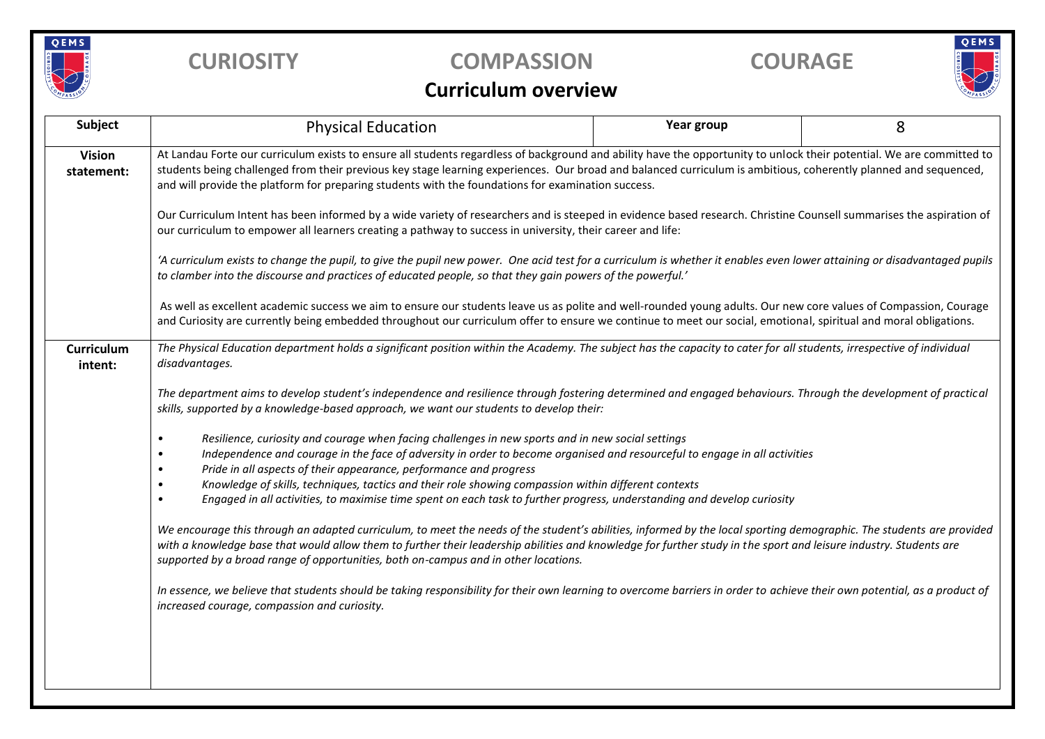**CURIOSITY** **COMPASSION** **COURAGE**

# Curriculum overview

| **Subject** | Physical Education | **Year group** | 8 |
|---|---|---|---|
| **Vision statement:** | At Landau Forte our curriculum exists to ensure all students regardless of background and ability have the opportunity to unlock their potential. We are committed to students being challenged from their previous key stage learning experiences. Our broad and balanced curriculum is ambitious, coherently planned and sequenced, and will provide the platform for preparing students with the foundations for examination success.<br><br>Our Curriculum Intent has been informed by a wide variety of researchers and is steeped in evidence based research. Christine Counsell summarises the aspiration of our curriculum to empower all learners creating a pathway to success in university, their career and life:<br><br>*'A curriculum exists to change the pupil, to give the pupil new power. One acid test for a curriculum is whether it enables even lower attaining or disadvantaged pupils to clamber into the discourse and practices of educated people, so that they gain powers of the powerful.'*<br><br>As well as excellent academic success we aim to ensure our students leave us as polite and well-rounded young adults. Our new core values of Compassion, Courage and Curiosity are currently being embedded throughout our curriculum offer to ensure we continue to meet our social, emotional, spiritual and moral obligations. | | |
| **Curriculum intent:** | *The Physical Education department holds a significant position within the Academy. The subject has the capacity to cater for all students, irrespective of individual disadvantages.*<br><br>*The department aims to develop student's independence and resilience through fostering determined and engaged behaviours. Through the development of practical skills, supported by a knowledge-based approach, we want our students to develop their:*<br><br>• *Resilience, curiosity and courage when facing challenges in new sports and in new social settings*<br>• *Independence and courage in the face of adversity in order to become organised and resourceful to engage in all activities*<br>• *Pride in all aspects of their appearance, performance and progress*<br>• *Knowledge of skills, techniques, tactics and their role showing compassion within different contexts*<br>• *Engaged in all activities, to maximise time spent on each task to further progress, understanding and develop curiosity*<br><br>*We encourage this through an adapted curriculum, to meet the needs of the student's abilities, informed by the local sporting demographic. The students are provided with a knowledge base that would allow them to further their leadership abilities and knowledge for further study in the sport and leisure industry. Students are supported by a broad range of opportunities, both on-campus and in other locations.*<br><br>*In essence, we believe that students should be taking responsibility for their own learning to overcome barriers in order to achieve their own potential, as a product of increased courage, compassion and curiosity.* | | |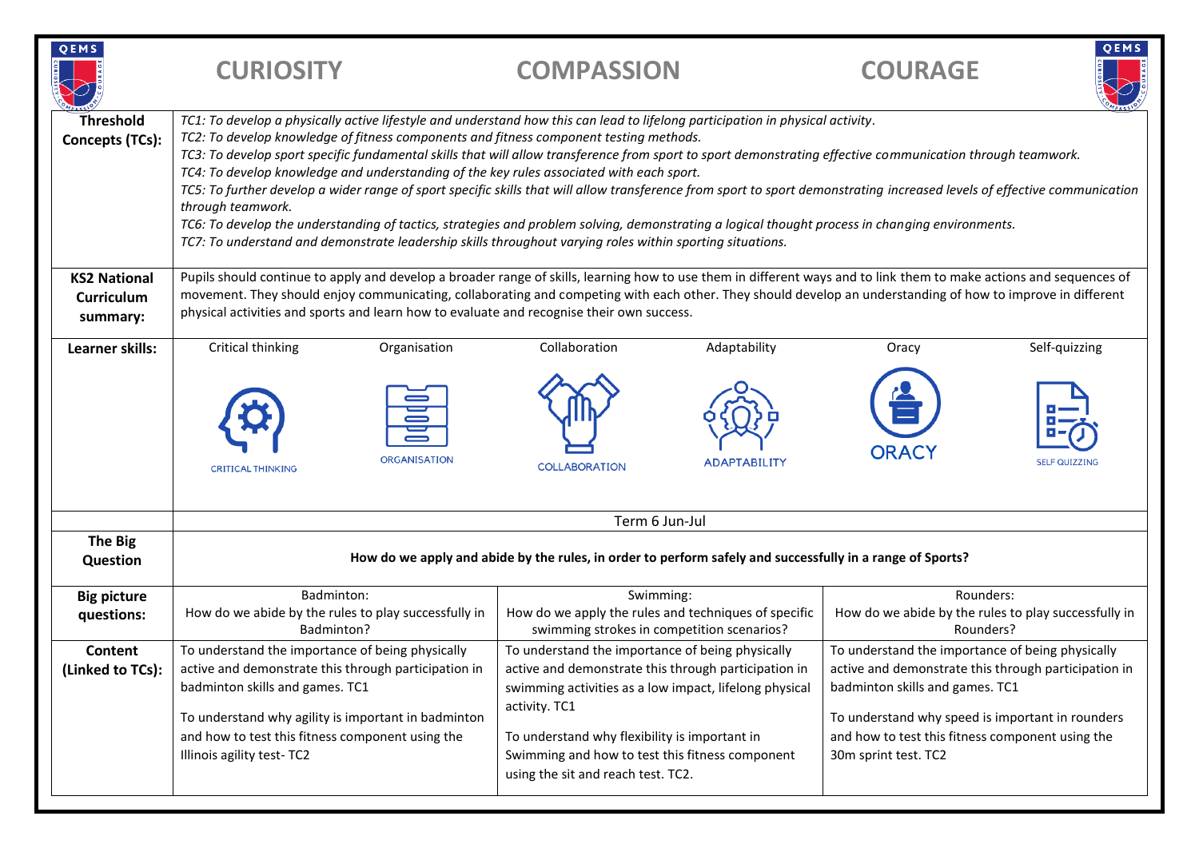**CURIOSITY** **COMPASSION** **COURAGE**

| | | | | | | |
|---|---|---|---|---|---|---|
| **Threshold Concepts (TCs):** | *TC1: To develop a physically active lifestyle and understand how this can lead to lifelong participation in physical activity.* *TC2: To develop knowledge of fitness components and fitness component testing methods.* *TC3: To develop sport specific fundamental skills that will allow transference from sport to sport demonstrating effective communication through teamwork.* *TC4: To develop knowledge and understanding of the key rules associated with each sport.* *TC5: To further develop a wider range of sport specific skills that will allow transference from sport to sport demonstrating increased levels of effective communication through teamwork.* *TC6: To develop the understanding of tactics, strategies and problem solving, demonstrating a logical thought process in changing environments.* *TC7: To understand and demonstrate leadership skills throughout varying roles within sporting situations.* | | | | | |
| **KS2 National Curriculum summary:** | Pupils should continue to apply and develop a broader range of skills, learning how to use them in different ways and to link them to make actions and sequences of movement. They should enjoy communicating, collaborating and competing with each other. They should develop an understanding of how to improve in different physical activities and sports and learn how to evaluate and recognise their own success. | | | | | |
| **Learner skills:** | Critical thinking | Organisation | Collaboration | Adaptability | Oracy | Self-quizzing |
| | CRITICAL THINKING | ORGANISATION | COLLABORATION | ADAPTABILITY | ORACY | SELF QUIZZING |

| | | | |
|---|---|---|---|
| | Term 6 Jun-Jul | | |
| **The Big Question** | **How do we apply and abide by the rules, in order to perform safely and successfully in a range of Sports?** | | |
| **Big picture questions:** | Badminton: How do we abide by the rules to play successfully in Badminton? | Swimming: How do we apply the rules and techniques of specific swimming strokes in competition scenarios? | Rounders: How do we abide by the rules to play successfully in Rounders? |
| **Content (Linked to TCs):** | To understand the importance of being physically active and demonstrate this through participation in badminton skills and games. TC1<br><br>To understand why agility is important in badminton and how to test this fitness component using the Illinois agility test- TC2 | To understand the importance of being physically active and demonstrate this through participation in swimming activities as a low impact, lifelong physical activity. TC1<br><br>To understand why flexibility is important in Swimming and how to test this fitness component using the sit and reach test. TC2. | To understand the importance of being physically active and demonstrate this through participation in badminton skills and games. TC1<br><br>To understand why speed is important in rounders and how to test this fitness component using the 30m sprint test. TC2 |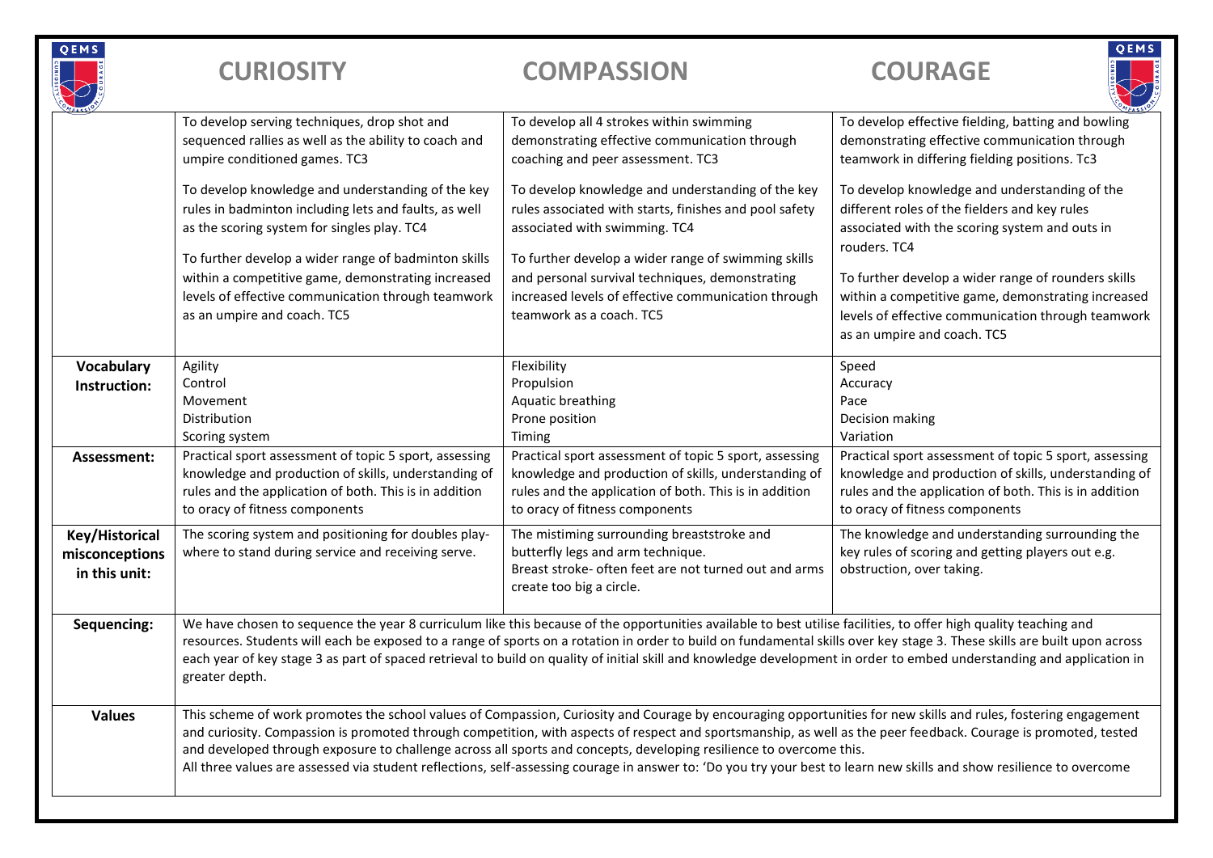| | CURIOSITY | COMPASSION | COURAGE |
|---|---|---|---|
| | To develop serving techniques, drop shot and sequenced rallies as well as the ability to coach and umpire conditioned games. TC3<br><br>To develop knowledge and understanding of the key rules in badminton including lets and faults, as well as the scoring system for singles play. TC4<br><br>To further develop a wider range of badminton skills within a competitive game, demonstrating increased levels of effective communication through teamwork as an umpire and coach. TC5 | To develop all 4 strokes within swimming demonstrating effective communication through coaching and peer assessment. TC3<br><br>To develop knowledge and understanding of the key rules associated with starts, finishes and pool safety associated with swimming. TC4<br><br>To further develop a wider range of swimming skills and personal survival techniques, demonstrating increased levels of effective communication through teamwork as a coach. TC5 | To develop effective fielding, batting and bowling demonstrating effective communication through teamwork in differing fielding positions. Tc3<br><br>To develop knowledge and understanding of the different roles of the fielders and key rules associated with the scoring system and outs in rouders. TC4<br><br>To further develop a wider range of rounders skills within a competitive game, demonstrating increased levels of effective communication through teamwork as an umpire and coach. TC5 |
| **Vocabulary Instruction:** | Agility<br>Control<br>Movement<br>Distribution<br>Scoring system | Flexibility<br>Propulsion<br>Aquatic breathing<br>Prone position<br>Timing | Speed<br>Accuracy<br>Pace<br>Decision making<br>Variation |
| **Assessment:** | Practical sport assessment of topic 5 sport, assessing knowledge and production of skills, understanding of rules and the application of both. This is in addition to oracy of fitness components | Practical sport assessment of topic 5 sport, assessing knowledge and production of skills, understanding of rules and the application of both. This is in addition to oracy of fitness components | Practical sport assessment of topic 5 sport, assessing knowledge and production of skills, understanding of rules and the application of both. This is in addition to oracy of fitness components |
| **Key/Historical misconceptions in this unit:** | The scoring system and positioning for doubles play- where to stand during service and receiving serve. | The mistiming surrounding breaststroke and butterfly legs and arm technique.<br>Breast stroke- often feet are not turned out and arms create too big a circle. | The knowledge and understanding surrounding the key rules of scoring and getting players out e.g. obstruction, over taking. |
| **Sequencing:** | We have chosen to sequence the year 8 curriculum like this because of the opportunities available to best utilise facilities, to offer high quality teaching and resources. Students will each be exposed to a range of sports on a rotation in order to build on fundamental skills over key stage 3. These skills are built upon across each year of key stage 3 as part of spaced retrieval to build on quality of initial skill and knowledge development in order to embed understanding and application in greater depth. | | |
| **Values** | This scheme of work promotes the school values of Compassion, Curiosity and Courage by encouraging opportunities for new skills and rules, fostering engagement and curiosity. Compassion is promoted through competition, with aspects of respect and sportsmanship, as well as the peer feedback. Courage is promoted, tested and developed through exposure to challenge across all sports and concepts, developing resilience to overcome this.<br>All three values are assessed via student reflections, self-assessing courage in answer to: 'Do you try your best to learn new skills and show resilience to overcome | | |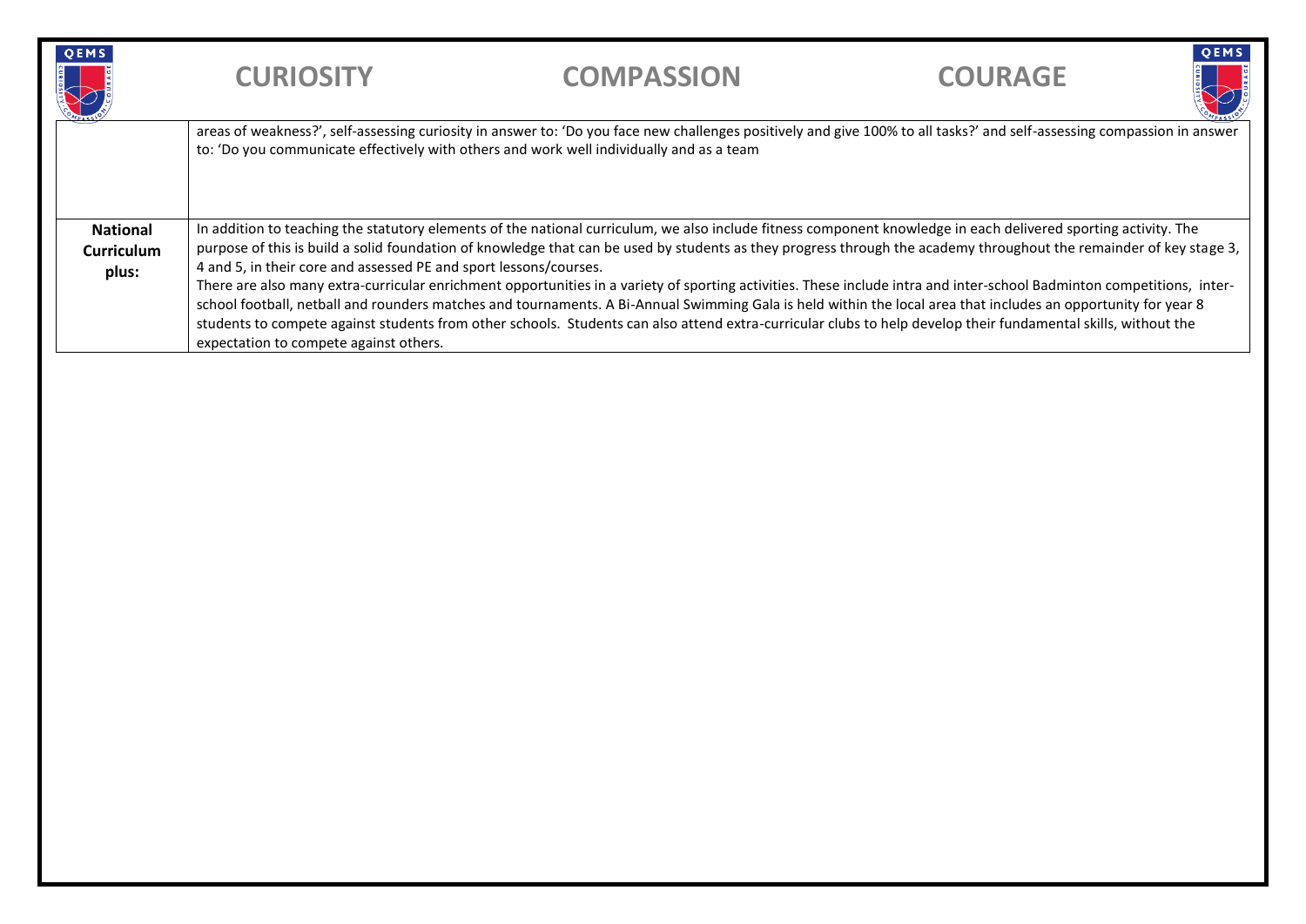| | |
|---|---|
| | areas of weakness?', self-assessing curiosity in answer to: 'Do you face new challenges positively and give 100% to all tasks?' and self-assessing compassion in answer to: 'Do you communicate effectively with others and work well individually and as a team |
| **National Curriculum plus:** | In addition to teaching the statutory elements of the national curriculum, we also include fitness component knowledge in each delivered sporting activity. The purpose of this is build a solid foundation of knowledge that can be used by students as they progress through the academy throughout the remainder of key stage 3, 4 and 5, in their core and assessed PE and sport lessons/courses.<br>There are also many extra-curricular enrichment opportunities in a variety of sporting activities. These include intra and inter-school Badminton competitions, inter-school football, netball and rounders matches and tournaments. A Bi-Annual Swimming Gala is held within the local area that includes an opportunity for year 8 students to compete against students from other schools. Students can also attend extra-curricular clubs to help develop their fundamental skills, without the expectation to compete against others. |